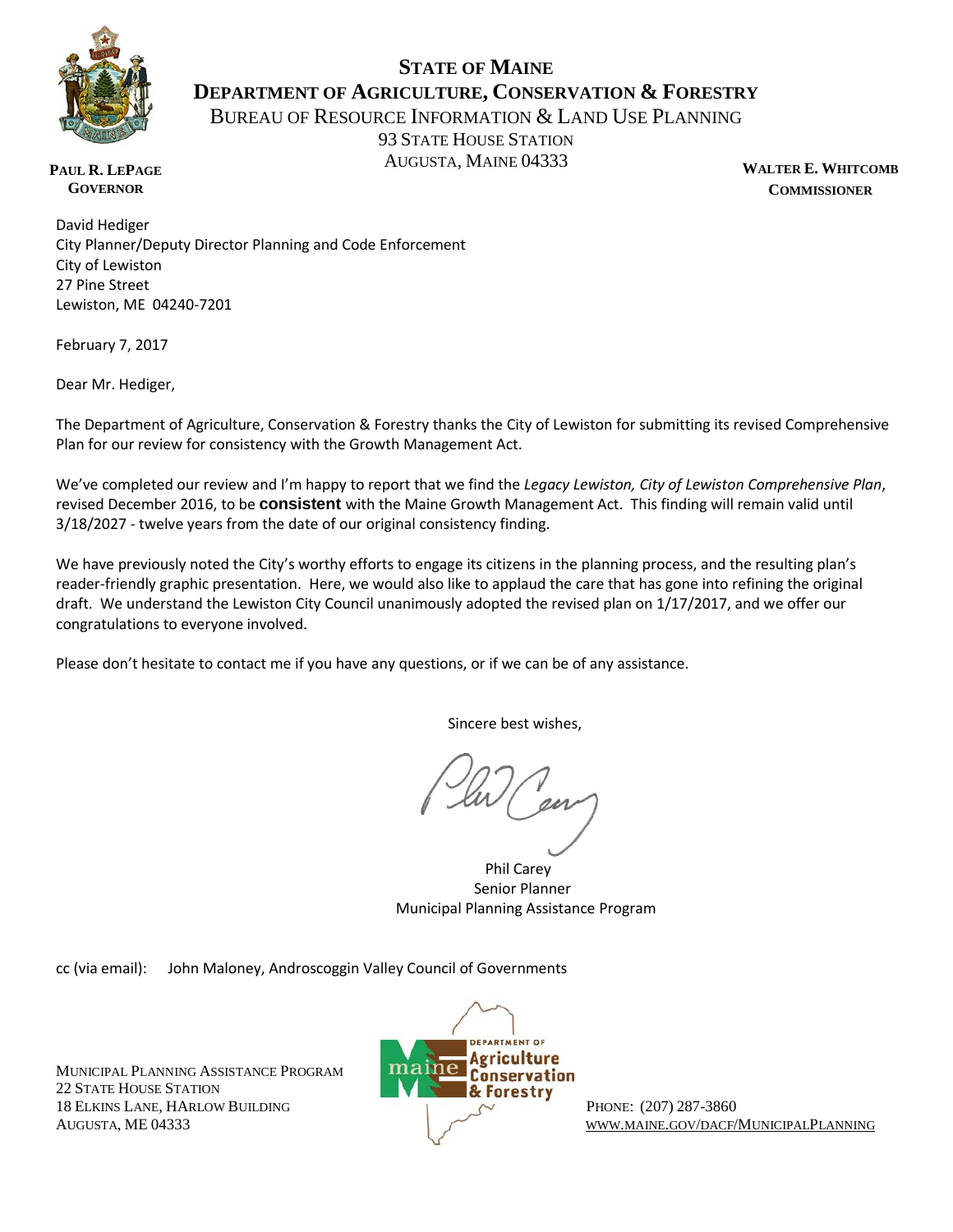**STATE OF MAINE**
**DEPARTMENT OF AGRICULTURE, CONSERVATION & FORESTRY**
BUREAU OF RESOURCE INFORMATION & LAND USE PLANNING
93 STATE HOUSE STATION
AUGUSTA, MAINE 04333

**PAUL R. LEPAGE**
**GOVERNOR**

**WALTER E. WHITCOMB**
**COMMISSIONER**

David Hediger
City Planner/Deputy Director Planning and Code Enforcement
City of Lewiston
27 Pine Street
Lewiston, ME 04240-7201

February 7, 2017

Dear Mr. Hediger,

The Department of Agriculture, Conservation & Forestry thanks the City of Lewiston for submitting its revised Comprehensive Plan for our review for consistency with the Growth Management Act.

We've completed our review and I'm happy to report that we find the *Legacy Lewiston, City of Lewiston Comprehensive Plan*, revised December 2016, to be **consistent** with the Maine Growth Management Act. This finding will remain valid until 3/18/2027 - twelve years from the date of our original consistency finding.

We have previously noted the City's worthy efforts to engage its citizens in the planning process, and the resulting plan's reader-friendly graphic presentation. Here, we would also like to applaud the care that has gone into refining the original draft. We understand the Lewiston City Council unanimously adopted the revised plan on 1/17/2017, and we offer our congratulations to everyone involved.

Please don't hesitate to contact me if you have any questions, or if we can be of any assistance.

Sincere best wishes,

Phil Carey
Senior Planner
Municipal Planning Assistance Program

cc (via email): John Maloney, Androscoggin Valley Council of Governments

MUNICIPAL PLANNING ASSISTANCE PROGRAM
22 STATE HOUSE STATION
18 ELKINS LANE, HARLOW BUILDING
AUGUSTA, ME 04333

PHONE: (207) 287-3860
WWW.MAINE.GOV/DACF/MUNICIPALPLANNING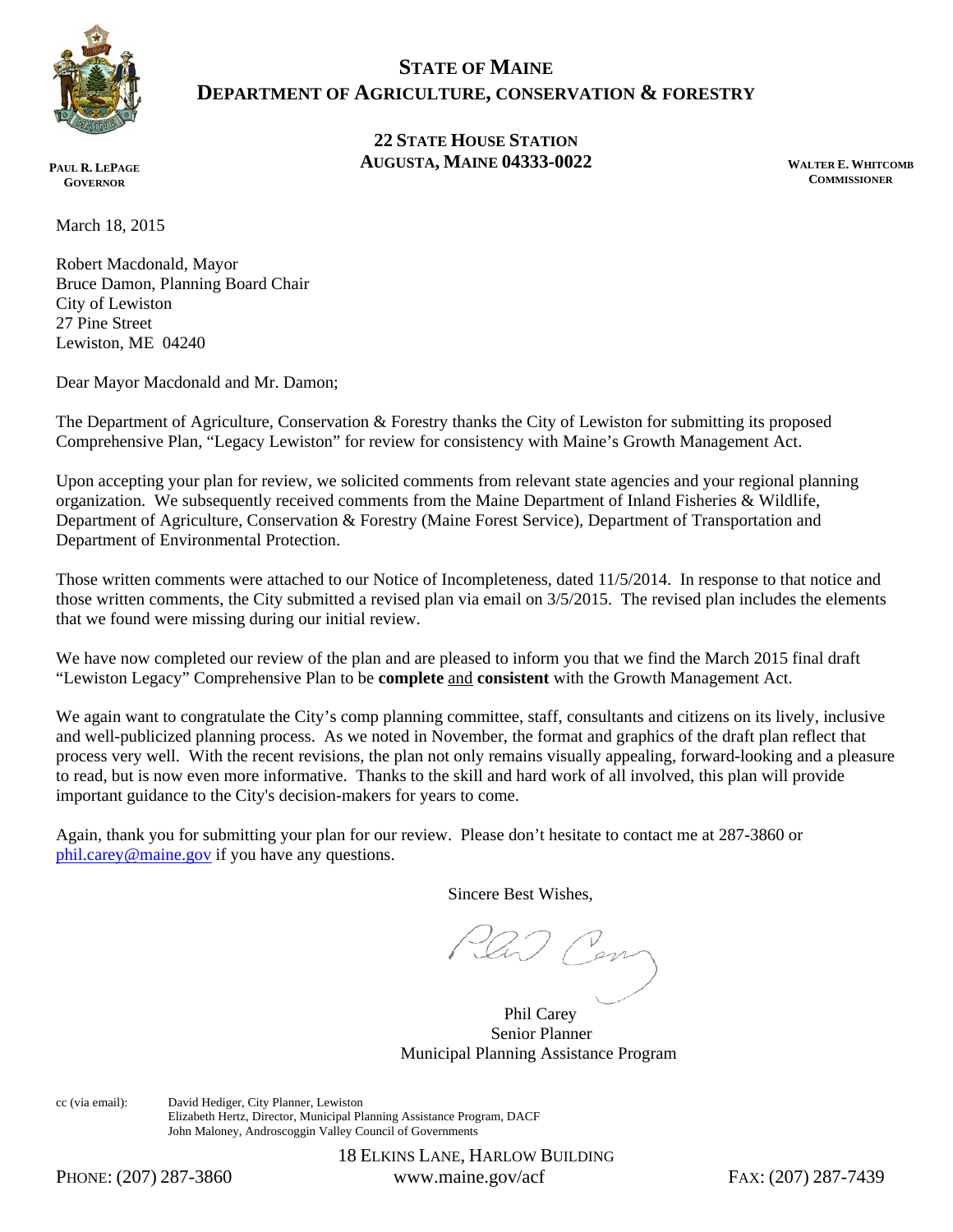# STATE OF MAINE
## DEPARTMENT OF AGRICULTURE, CONSERVATION & FORESTRY

**22 STATE HOUSE STATION**
**AUGUSTA, MAINE 04333-0022**

**PAUL R. LEPAGE**
**GOVERNOR**

**WALTER E. WHITCOMB**
**COMMISSIONER**

March 18, 2015

Robert Macdonald, Mayor
Bruce Damon, Planning Board Chair
City of Lewiston
27 Pine Street
Lewiston, ME 04240

Dear Mayor Macdonald and Mr. Damon;

The Department of Agriculture, Conservation & Forestry thanks the City of Lewiston for submitting its proposed Comprehensive Plan, "Legacy Lewiston" for review for consistency with Maine's Growth Management Act.

Upon accepting your plan for review, we solicited comments from relevant state agencies and your regional planning organization. We subsequently received comments from the Maine Department of Inland Fisheries & Wildlife, Department of Agriculture, Conservation & Forestry (Maine Forest Service), Department of Transportation and Department of Environmental Protection.

Those written comments were attached to our Notice of Incompleteness, dated 11/5/2014. In response to that notice and those written comments, the City submitted a revised plan via email on 3/5/2015. The revised plan includes the elements that we found were missing during our initial review.

We have now completed our review of the plan and are pleased to inform you that we find the March 2015 final draft "Lewiston Legacy" Comprehensive Plan to be **complete** and **consistent** with the Growth Management Act.

We again want to congratulate the City's comp planning committee, staff, consultants and citizens on its lively, inclusive and well-publicized planning process. As we noted in November, the format and graphics of the draft plan reflect that process very well. With the recent revisions, the plan not only remains visually appealing, forward-looking and a pleasure to read, but is now even more informative. Thanks to the skill and hard work of all involved, this plan will provide important guidance to the City's decision-makers for years to come.

Again, thank you for submitting your plan for our review. Please don't hesitate to contact me at 287-3860 or phil.carey@maine.gov if you have any questions.

Sincere Best Wishes,

Phil Carey
Senior Planner
Municipal Planning Assistance Program

cc (via email): David Hediger, City Planner, Lewiston
Elizabeth Hertz, Director, Municipal Planning Assistance Program, DACF
John Maloney, Androscoggin Valley Council of Governments

18 ELKINS LANE, HARLOW BUILDING
PHONE: (207) 287-3860 www.maine.gov/acf FAX: (207) 287-7439